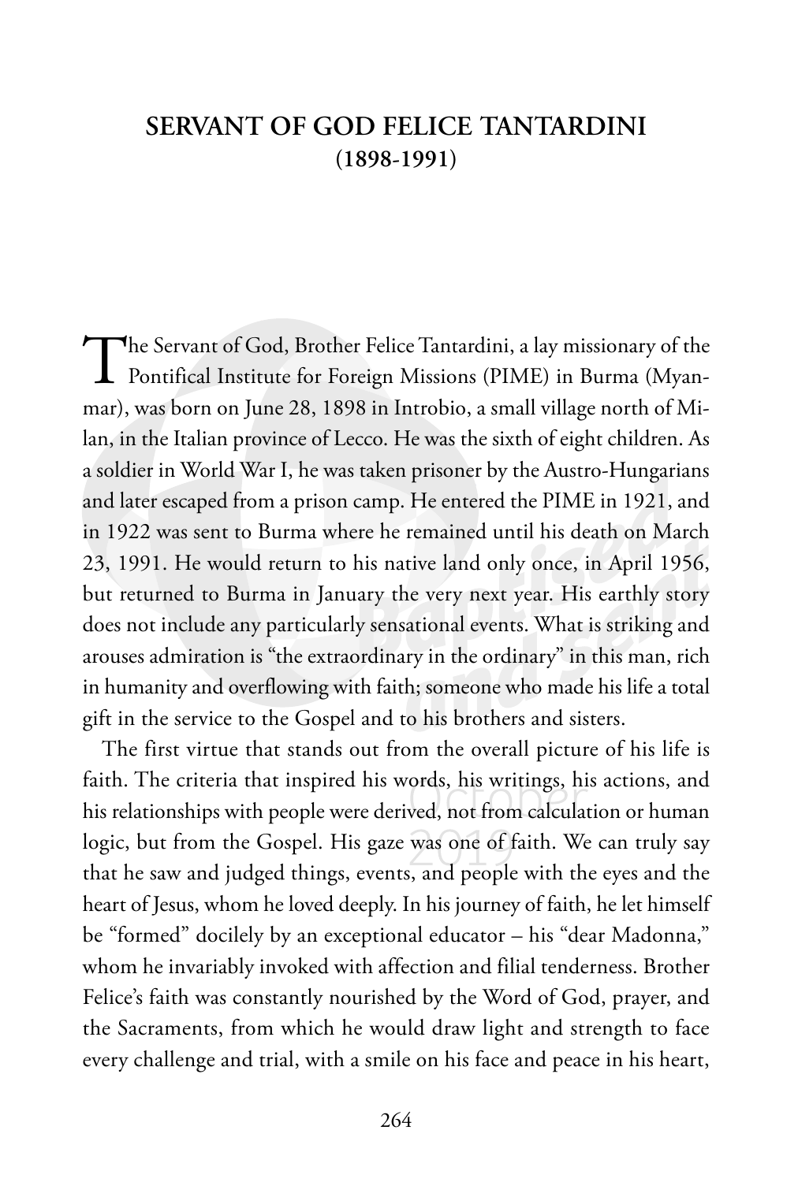# SERVANT OF GOD FELICE TANTARDINI
## (1898-1991)

The Servant of God, Brother Felice Tantardini, a lay missionary of the Pontifical Institute for Foreign Missions (PIME) in Burma (Myanmar), was born on June 28, 1898 in Introbio, a small village north of Milan, in the Italian province of Lecco. He was the sixth of eight children. As a soldier in World War I, he was taken prisoner by the Austro-Hungarians and later escaped from a prison camp. He entered the PIME in 1921, and in 1922 was sent to Burma where he remained until his death on March 23, 1991. He would return to his native land only once, in April 1956, but returned to Burma in January the very next year. His earthly story does not include any particularly sensational events. What is striking and arouses admiration is "the extraordinary in the ordinary" in this man, rich in humanity and overflowing with faith; someone who made his life a total gift in the service to the Gospel and to his brothers and sisters.

The first virtue that stands out from the overall picture of his life is faith. The criteria that inspired his words, his writings, his actions, and his relationships with people were derived, not from calculation or human logic, but from the Gospel. His gaze was one of faith. We can truly say that he saw and judged things, events, and people with the eyes and the heart of Jesus, whom he loved deeply. In his journey of faith, he let himself be "formed" docilely by an exceptional educator – his "dear Madonna," whom he invariably invoked with affection and filial tenderness. Brother Felice's faith was constantly nourished by the Word of God, prayer, and the Sacraments, from which he would draw light and strength to face every challenge and trial, with a smile on his face and peace in his heart,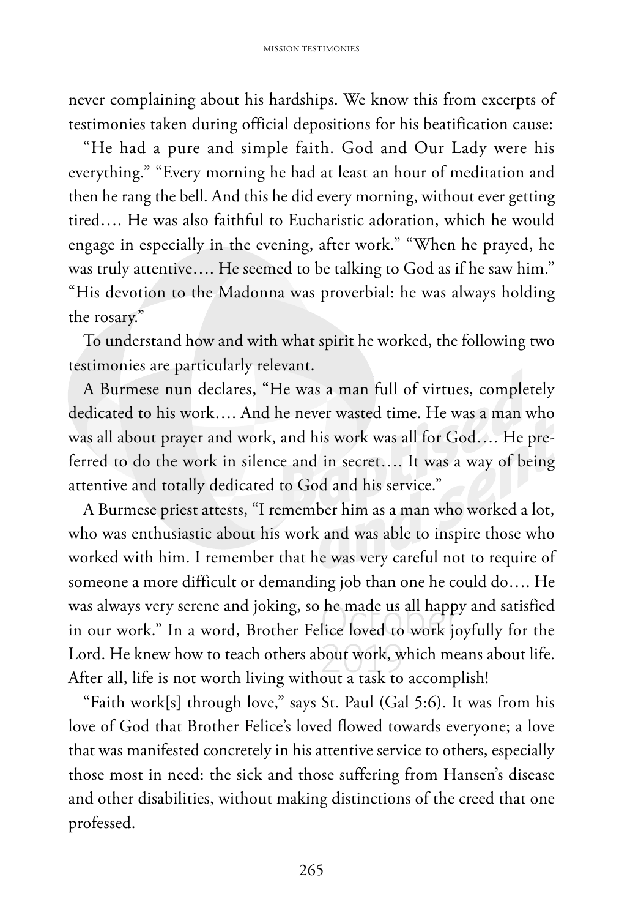never complaining about his hardships. We know this from excerpts of testimonies taken during official depositions for his beatification cause:

"He had a pure and simple faith. God and Our Lady were his everything." "Every morning he had at least an hour of meditation and then he rang the bell. And this he did every morning, without ever getting tired…. He was also faithful to Eucharistic adoration, which he would engage in especially in the evening, after work." "When he prayed, he was truly attentive…. He seemed to be talking to God as if he saw him." "His devotion to the Madonna was proverbial: he was always holding the rosary."

To understand how and with what spirit he worked, the following two testimonies are particularly relevant.

A Burmese nun declares, "He was a man full of virtues, completely dedicated to his work…. And he never wasted time. He was a man who was all about prayer and work, and his work was all for God…. He preferred to do the work in silence and in secret…. It was a way of being attentive and totally dedicated to God and his service."

A Burmese priest attests, "I remember him as a man who worked a lot, who was enthusiastic about his work and was able to inspire those who worked with him. I remember that he was very careful not to require of someone a more difficult or demanding job than one he could do…. He was always very serene and joking, so he made us all happy and satisfied in our work." In a word, Brother Felice loved to work joyfully for the Lord. He knew how to teach others about work, which means about life. After all, life is not worth living without a task to accomplish!

"Faith work[s] through love," says St. Paul (Gal 5:6). It was from his love of God that Brother Felice's loved flowed towards everyone; a love that was manifested concretely in his attentive service to others, especially those most in need: the sick and those suffering from Hansen's disease and other disabilities, without making distinctions of the creed that one professed.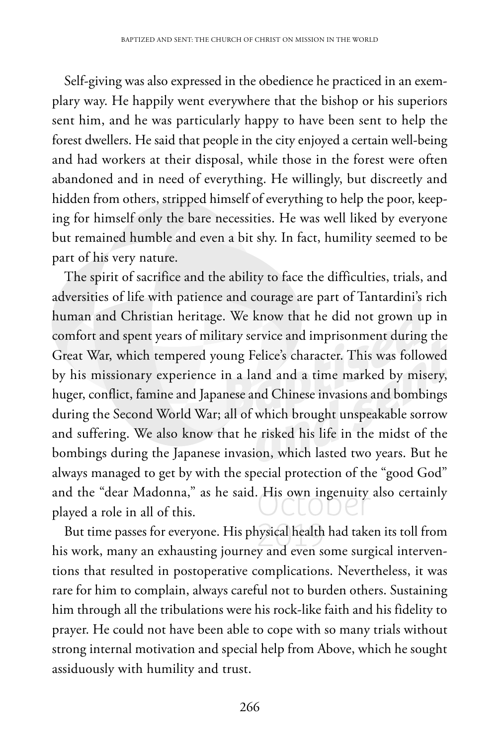Self-giving was also expressed in the obedience he practiced in an exemplary way. He happily went everywhere that the bishop or his superiors sent him, and he was particularly happy to have been sent to help the forest dwellers. He said that people in the city enjoyed a certain well-being and had workers at their disposal, while those in the forest were often abandoned and in need of everything. He willingly, but discreetly and hidden from others, stripped himself of everything to help the poor, keeping for himself only the bare necessities. He was well liked by everyone but remained humble and even a bit shy. In fact, humility seemed to be part of his very nature.

The spirit of sacrifice and the ability to face the difficulties, trials, and adversities of life with patience and courage are part of Tantardini's rich human and Christian heritage. We know that he did not grown up in comfort and spent years of military service and imprisonment during the Great War, which tempered young Felice's character. This was followed by his missionary experience in a land and a time marked by misery, huger, conflict, famine and Japanese and Chinese invasions and bombings during the Second World War; all of which brought unspeakable sorrow and suffering. We also know that he risked his life in the midst of the bombings during the Japanese invasion, which lasted two years. But he always managed to get by with the special protection of the "good God" and the "dear Madonna," as he said. His own ingenuity also certainly played a role in all of this.

But time passes for everyone. His physical health had taken its toll from his work, many an exhausting journey and even some surgical interventions that resulted in postoperative complications. Nevertheless, it was rare for him to complain, always careful not to burden others. Sustaining him through all the tribulations were his rock-like faith and his fidelity to prayer. He could not have been able to cope with so many trials without strong internal motivation and special help from Above, which he sought assiduously with humility and trust.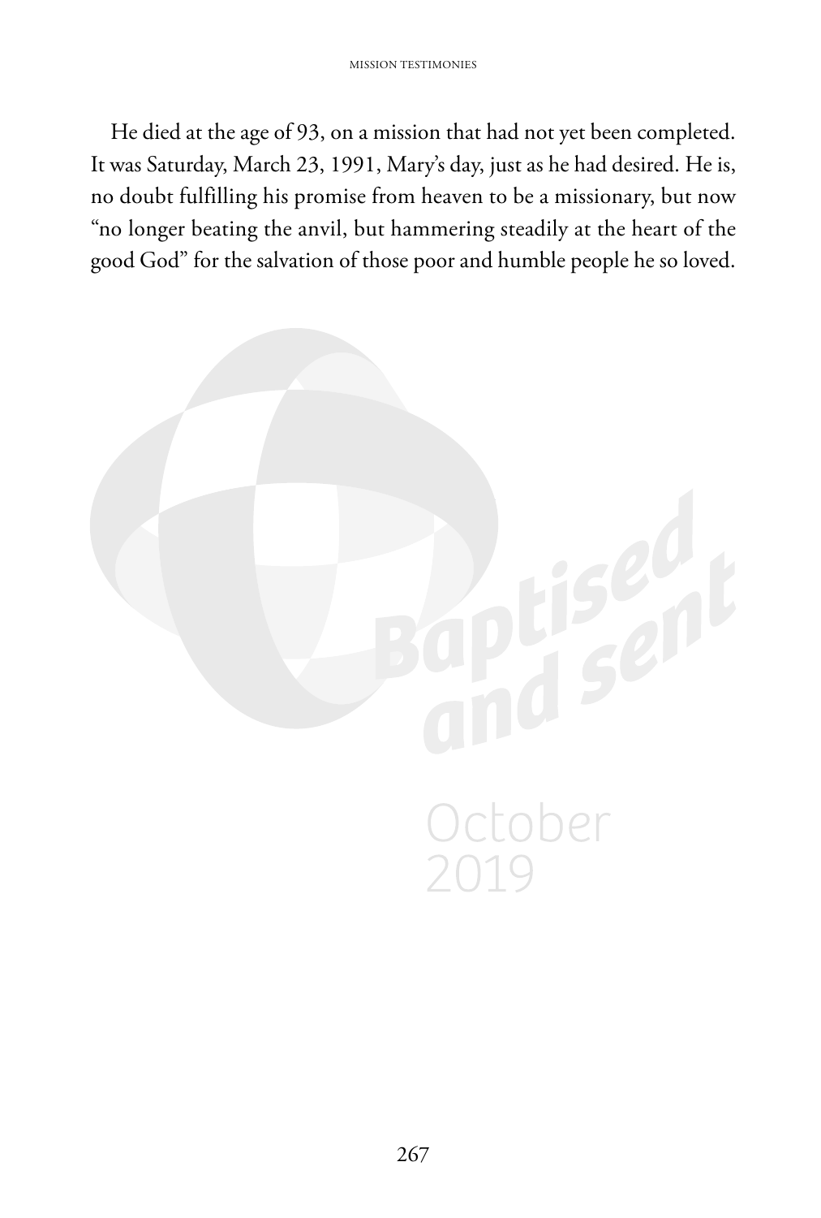He died at the age of 93, on a mission that had not yet been completed. It was Saturday, March 23, 1991, Mary's day, just as he had desired. He is, no doubt fulfilling his promise from heaven to be a missionary, but now "no longer beating the anvil, but hammering steadily at the heart of the good God" for the salvation of those poor and humble people he so loved.